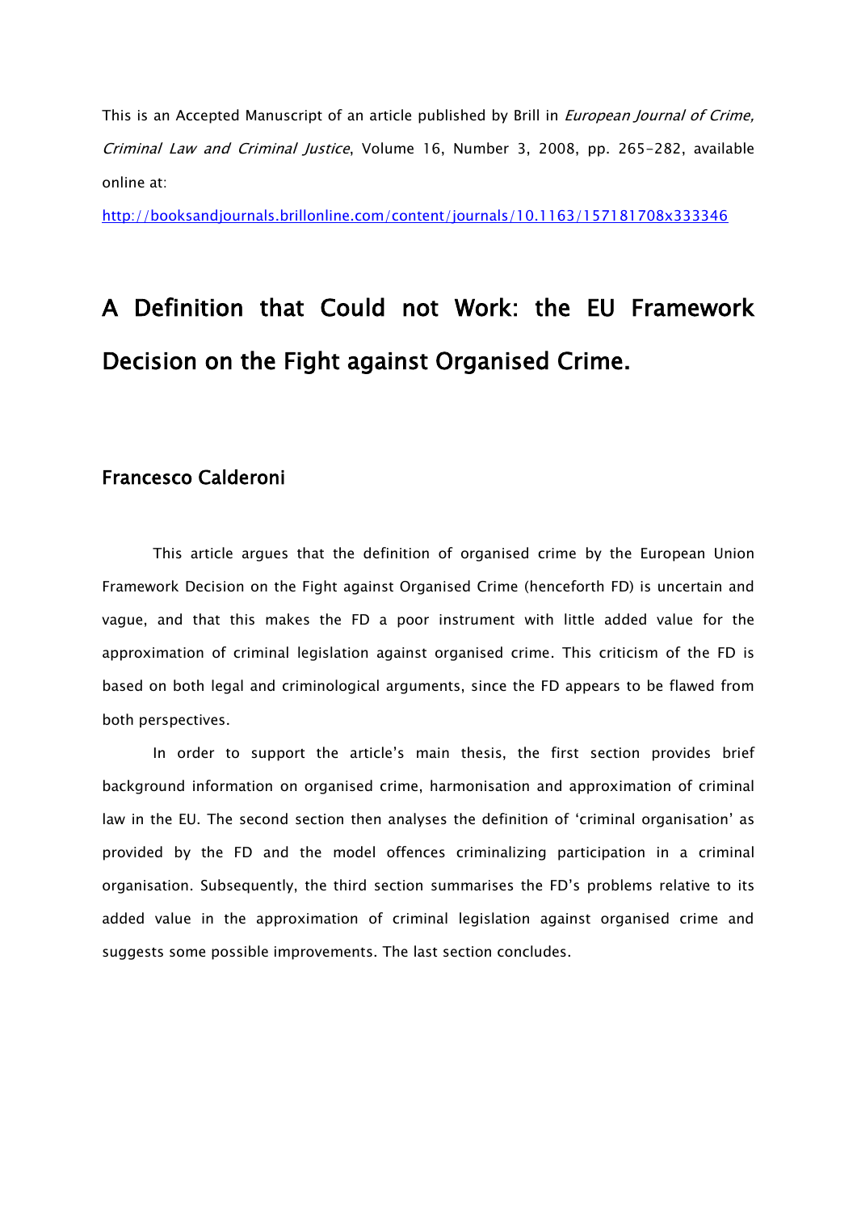This is an Accepted Manuscript of an article published by Brill in *European Journal of Crime, Criminal Law and Criminal Justice*, Volume 16, Number 3, 2008, pp. 265-282, available online at:

http://booksandjournals.brillonline.com/content/journals/10.1163/157181708x333346

# A Definition that Could not Work: the EU Framework Decision on the Fight against Organised Crime.

## Francesco Calderoni

This article argues that the definition of organised crime by the European Union Framework Decision on the Fight against Organised Crime (henceforth FD) is uncertain and vague, and that this makes the FD a poor instrument with little added value for the approximation of criminal legislation against organised crime. This criticism of the FD is based on both legal and criminological arguments, since the FD appears to be flawed from both perspectives.

In order to support the article's main thesis, the first section provides brief background information on organised crime, harmonisation and approximation of criminal law in the EU. The second section then analyses the definition of 'criminal organisation' as provided by the FD and the model offences criminalizing participation in a criminal organisation. Subsequently, the third section summarises the FD's problems relative to its added value in the approximation of criminal legislation against organised crime and suggests some possible improvements. The last section concludes.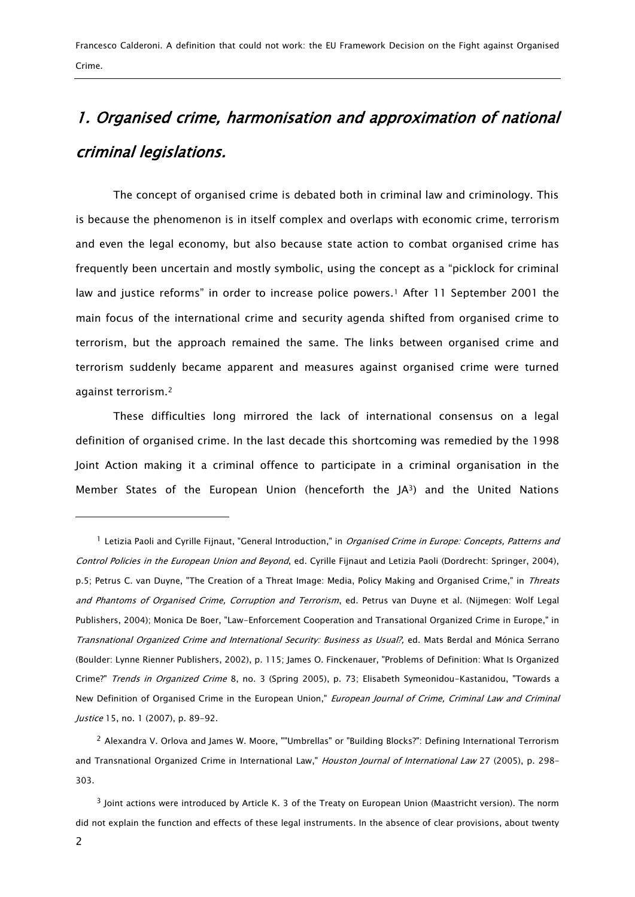## *1. Organised crime, harmonisation and approximation of national criminal legislations.*

The concept of organised crime is debated both in criminal law and criminology. This is because the phenomenon is in itself complex and overlaps with economic crime, terrorism and even the legal economy, but also because state action to combat organised crime has frequently been uncertain and mostly symbolic, using the concept as a "picklock for criminal law and justice reforms" in order to increase police powers.[1] After 11 September 2001 the main focus of the international crime and security agenda shifted from organised crime to terrorism, but the approach remained the same. The links between organised crime and terrorism suddenly became apparent and measures against organised crime were turned against terrorism.[2]

These difficulties long mirrored the lack of international consensus on a legal definition of organised crime. In the last decade this shortcoming was remedied by the 1998 Joint Action making it a criminal offence to participate in a criminal organisation in the Member States of the European Union (henceforth the JA[3]) and the United Nations

---

[1] Letizia Paoli and Cyrille Fijnaut, "General Introduction," in *Organised Crime in Europe: Concepts, Patterns and Control Policies in the European Union and Beyond*, ed. Cyrille Fijnaut and Letizia Paoli (Dordrecht: Springer, 2004), p.5; Petrus C. van Duyne, "The Creation of a Threat Image: Media, Policy Making and Organised Crime," in *Threats and Phantoms of Organised Crime, Corruption and Terrorism*, ed. Petrus van Duyne et al. (Nijmegen: Wolf Legal Publishers, 2004); Monica De Boer, "Law-Enforcement Cooperation and Transational Organized Crime in Europe," in *Transnational Organized Crime and International Security: Business as Usual?,* ed. Mats Berdal and Mónica Serrano (Boulder: Lynne Rienner Publishers, 2002), p. 115; James O. Finckenauer, "Problems of Definition: What Is Organized Crime?" *Trends in Organized Crime* 8, no. 3 (Spring 2005), p. 73; Elisabeth Symeonidou-Kastanidou, "Towards a New Definition of Organised Crime in the European Union," *European Journal of Crime, Criminal Law and Criminal Justice* 15, no. 1 (2007), p. 89-92.

[2] Alexandra V. Orlova and James W. Moore, ""Umbrellas" or "Building Blocks?": Defining International Terrorism and Transnational Organized Crime in International Law," *Houston Journal of International Law* 27 (2005), p. 298-303.

[3] Joint actions were introduced by Article K. 3 of the Treaty on European Union (Maastricht version). The norm did not explain the function and effects of these legal instruments. In the absence of clear provisions, about twenty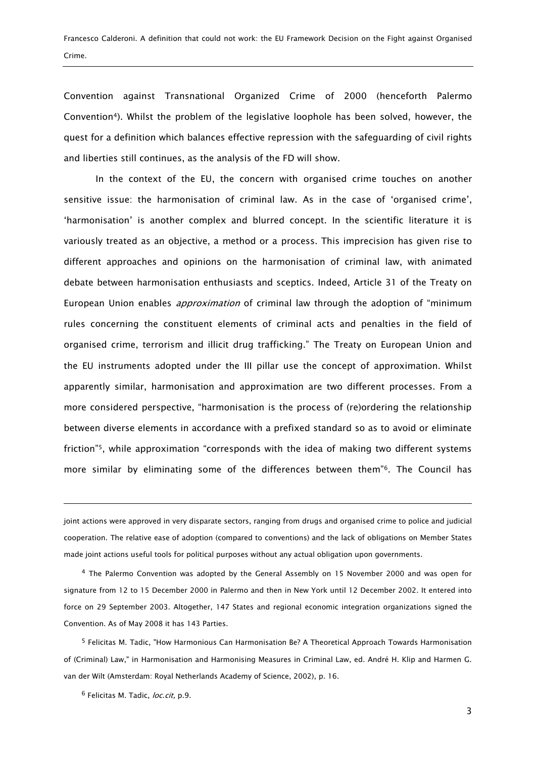Convention against Transnational Organized Crime of 2000 (henceforth Palermo Convention[4]). Whilst the problem of the legislative loophole has been solved, however, the quest for a definition which balances effective repression with the safeguarding of civil rights and liberties still continues, as the analysis of the FD will show.

In the context of the EU, the concern with organised crime touches on another sensitive issue: the harmonisation of criminal law. As in the case of 'organised crime', 'harmonisation' is another complex and blurred concept. In the scientific literature it is variously treated as an objective, a method or a process. This imprecision has given rise to different approaches and opinions on the harmonisation of criminal law, with animated debate between harmonisation enthusiasts and sceptics. Indeed, Article 31 of the Treaty on European Union enables *approximation* of criminal law through the adoption of "minimum rules concerning the constituent elements of criminal acts and penalties in the field of organised crime, terrorism and illicit drug trafficking." The Treaty on European Union and the EU instruments adopted under the III pillar use the concept of approximation. Whilst apparently similar, harmonisation and approximation are two different processes. From a more considered perspective, "harmonisation is the process of (re)ordering the relationship between diverse elements in accordance with a prefixed standard so as to avoid or eliminate friction"[5], while approximation "corresponds with the idea of making two different systems more similar by eliminating some of the differences between them"[6]. The Council has

---

joint actions were approved in very disparate sectors, ranging from drugs and organised crime to police and judicial cooperation. The relative ease of adoption (compared to conventions) and the lack of obligations on Member States made joint actions useful tools for political purposes without any actual obligation upon governments.

[4] The Palermo Convention was adopted by the General Assembly on 15 November 2000 and was open for signature from 12 to 15 December 2000 in Palermo and then in New York until 12 December 2002. It entered into force on 29 September 2003. Altogether, 147 States and regional economic integration organizations signed the Convention. As of May 2008 it has 143 Parties.

[5] Felicitas M. Tadic, "How Harmonious Can Harmonisation Be? A Theoretical Approach Towards Harmonisation of (Criminal) Law," in Harmonisation and Harmonising Measures in Criminal Law, ed. André H. Klip and Harmen G. van der Wilt (Amsterdam: Royal Netherlands Academy of Science, 2002), p. 16.

[6] Felicitas M. Tadic, *loc.cit,* p.9.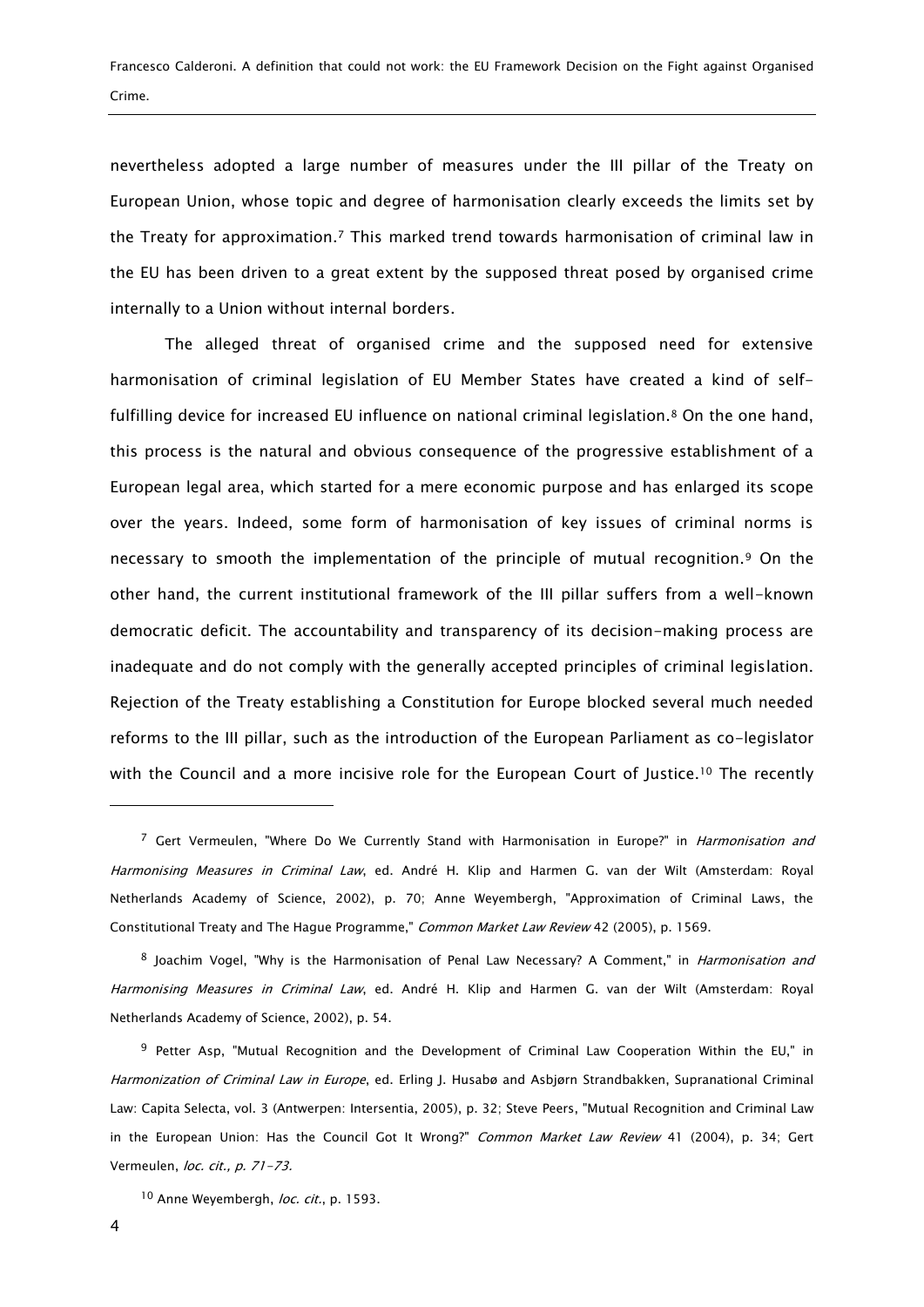nevertheless adopted a large number of measures under the III pillar of the Treaty on European Union, whose topic and degree of harmonisation clearly exceeds the limits set by the Treaty for approximation.[7] This marked trend towards harmonisation of criminal law in the EU has been driven to a great extent by the supposed threat posed by organised crime internally to a Union without internal borders.

The alleged threat of organised crime and the supposed need for extensive harmonisation of criminal legislation of EU Member States have created a kind of self-fulfilling device for increased EU influence on national criminal legislation.[8] On the one hand, this process is the natural and obvious consequence of the progressive establishment of a European legal area, which started for a mere economic purpose and has enlarged its scope over the years. Indeed, some form of harmonisation of key issues of criminal norms is necessary to smooth the implementation of the principle of mutual recognition.[9] On the other hand, the current institutional framework of the III pillar suffers from a well-known democratic deficit. The accountability and transparency of its decision-making process are inadequate and do not comply with the generally accepted principles of criminal legislation. Rejection of the Treaty establishing a Constitution for Europe blocked several much needed reforms to the III pillar, such as the introduction of the European Parliament as co-legislator with the Council and a more incisive role for the European Court of Justice.[10] The recently

---

[7] Gert Vermeulen, "Where Do We Currently Stand with Harmonisation in Europe?" in *Harmonisation and Harmonising Measures in Criminal Law*, ed. André H. Klip and Harmen G. van der Wilt (Amsterdam: Royal Netherlands Academy of Science, 2002), p. 70; Anne Weyembergh, "Approximation of Criminal Laws, the Constitutional Treaty and The Hague Programme," *Common Market Law Review* 42 (2005), p. 1569.

[8] Joachim Vogel, "Why is the Harmonisation of Penal Law Necessary? A Comment," in *Harmonisation and Harmonising Measures in Criminal Law*, ed. André H. Klip and Harmen G. van der Wilt (Amsterdam: Royal Netherlands Academy of Science, 2002), p. 54.

[9] Petter Asp, "Mutual Recognition and the Development of Criminal Law Cooperation Within the EU," in *Harmonization of Criminal Law in Europe*, ed. Erling J. Husabø and Asbjørn Strandbakken, Supranational Criminal Law: Capita Selecta, vol. 3 (Antwerpen: Intersentia, 2005), p. 32; Steve Peers, "Mutual Recognition and Criminal Law in the European Union: Has the Council Got It Wrong?" *Common Market Law Review* 41 (2004), p. 34; Gert Vermeulen, *loc. cit., p. 71-73.*

[10] Anne Weyembergh, *loc. cit.*, p. 1593.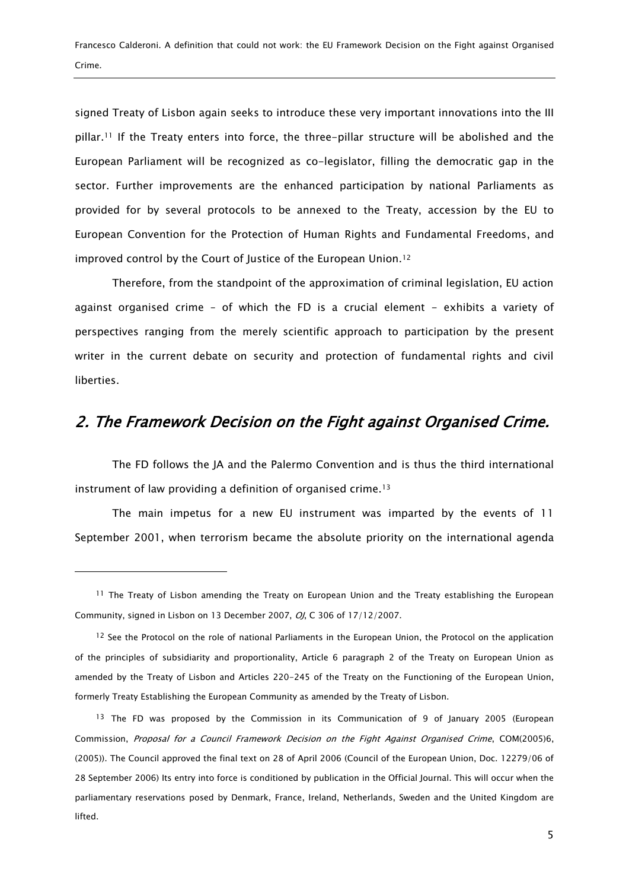signed Treaty of Lisbon again seeks to introduce these very important innovations into the III pillar.[11] If the Treaty enters into force, the three-pillar structure will be abolished and the European Parliament will be recognized as co-legislator, filling the democratic gap in the sector. Further improvements are the enhanced participation by national Parliaments as provided for by several protocols to be annexed to the Treaty, accession by the EU to European Convention for the Protection of Human Rights and Fundamental Freedoms, and improved control by the Court of Justice of the European Union.[12]

Therefore, from the standpoint of the approximation of criminal legislation, EU action against organised crime – of which the FD is a crucial element - exhibits a variety of perspectives ranging from the merely scientific approach to participation by the present writer in the current debate on security and protection of fundamental rights and civil liberties.

## 2. The Framework Decision on the Fight against Organised Crime.

The FD follows the JA and the Palermo Convention and is thus the third international instrument of law providing a definition of organised crime.[13]

The main impetus for a new EU instrument was imparted by the events of 11 September 2001, when terrorism became the absolute priority on the international agenda

---

[11] The Treaty of Lisbon amending the Treaty on European Union and the Treaty establishing the European Community, signed in Lisbon on 13 December 2007, *OJ*, C 306 of 17/12/2007.

[12] See the Protocol on the role of national Parliaments in the European Union, the Protocol on the application of the principles of subsidiarity and proportionality, Article 6 paragraph 2 of the Treaty on European Union as amended by the Treaty of Lisbon and Articles 220-245 of the Treaty on the Functioning of the European Union, formerly Treaty Establishing the European Community as amended by the Treaty of Lisbon.

[13] The FD was proposed by the Commission in its Communication of 9 of January 2005 (European Commission, *Proposal for a Council Framework Decision on the Fight Against Organised Crime*, COM(2005)6, (2005)). The Council approved the final text on 28 of April 2006 (Council of the European Union, Doc. 12279/06 of 28 September 2006) Its entry into force is conditioned by publication in the Official Journal. This will occur when the parliamentary reservations posed by Denmark, France, Ireland, Netherlands, Sweden and the United Kingdom are lifted.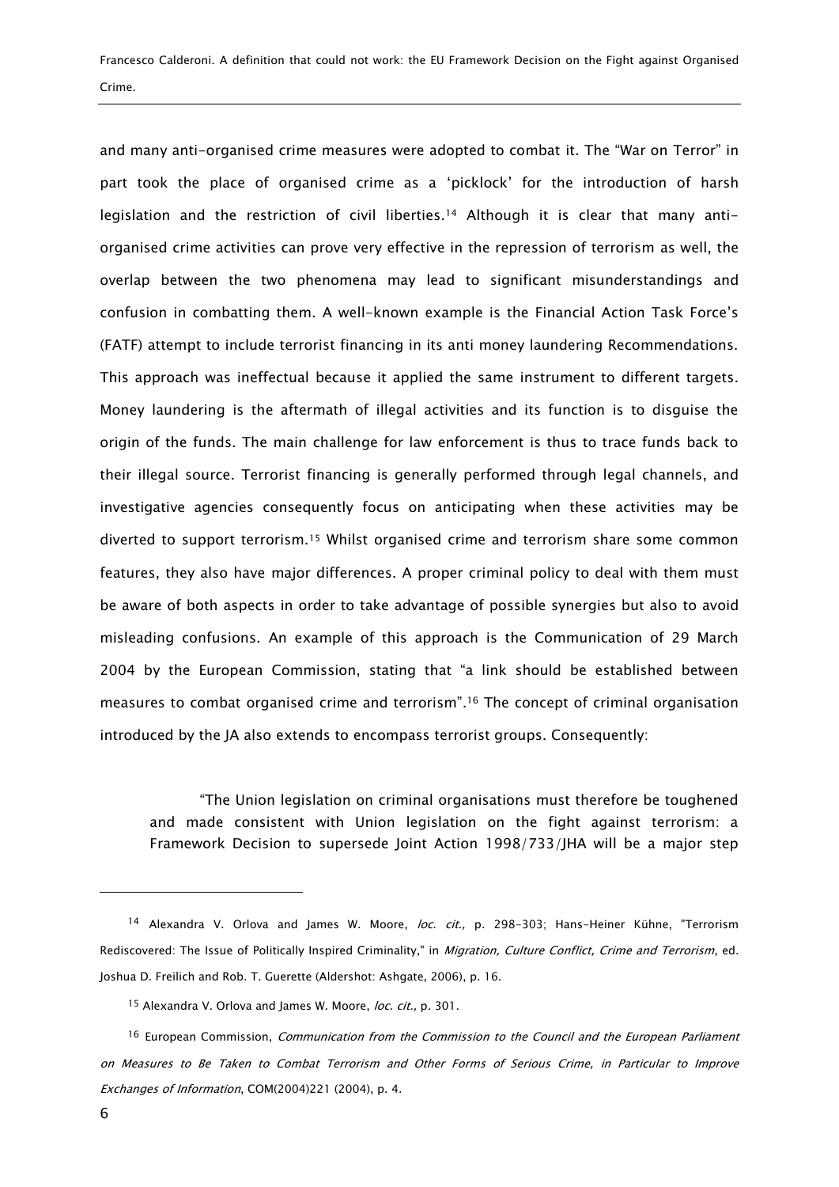and many anti-organised crime measures were adopted to combat it. The "War on Terror" in part took the place of organised crime as a 'picklock' for the introduction of harsh legislation and the restriction of civil liberties.[14] Although it is clear that many anti-organised crime activities can prove very effective in the repression of terrorism as well, the overlap between the two phenomena may lead to significant misunderstandings and confusion in combatting them. A well-known example is the Financial Action Task Force's (FATF) attempt to include terrorist financing in its anti money laundering Recommendations. This approach was ineffectual because it applied the same instrument to different targets. Money laundering is the aftermath of illegal activities and its function is to disguise the origin of the funds. The main challenge for law enforcement is thus to trace funds back to their illegal source. Terrorist financing is generally performed through legal channels, and investigative agencies consequently focus on anticipating when these activities may be diverted to support terrorism.[15] Whilst organised crime and terrorism share some common features, they also have major differences. A proper criminal policy to deal with them must be aware of both aspects in order to take advantage of possible synergies but also to avoid misleading confusions. An example of this approach is the Communication of 29 March 2004 by the European Commission, stating that "a link should be established between measures to combat organised crime and terrorism".[16] The concept of criminal organisation introduced by the JA also extends to encompass terrorist groups. Consequently:

> "The Union legislation on criminal organisations must therefore be toughened and made consistent with Union legislation on the fight against terrorism: a Framework Decision to supersede Joint Action 1998/733/JHA will be a major step

[14] Alexandra V. Orlova and James W. Moore, *loc. cit.,* p. 298-303; Hans-Heiner Kühne, "Terrorism Rediscovered: The Issue of Politically Inspired Criminality," in *Migration, Culture Conflict, Crime and Terrorism*, ed. Joshua D. Freilich and Rob. T. Guerette (Aldershot: Ashgate, 2006), p. 16.

[15] Alexandra V. Orlova and James W. Moore, *loc. cit.,* p. 301.

[16] European Commission, *Communication from the Commission to the Council and the European Parliament on Measures to Be Taken to Combat Terrorism and Other Forms of Serious Crime, in Particular to Improve Exchanges of Information*, COM(2004)221 (2004), p. 4.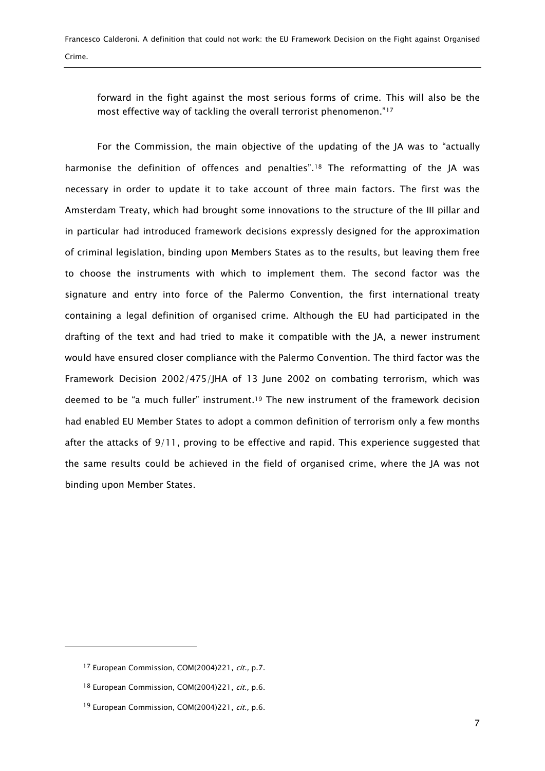forward in the fight against the most serious forms of crime. This will also be the most effective way of tackling the overall terrorist phenomenon."[17]

For the Commission, the main objective of the updating of the JA was to "actually harmonise the definition of offences and penalties".[18] The reformatting of the JA was necessary in order to update it to take account of three main factors. The first was the Amsterdam Treaty, which had brought some innovations to the structure of the III pillar and in particular had introduced framework decisions expressly designed for the approximation of criminal legislation, binding upon Members States as to the results, but leaving them free to choose the instruments with which to implement them. The second factor was the signature and entry into force of the Palermo Convention, the first international treaty containing a legal definition of organised crime. Although the EU had participated in the drafting of the text and had tried to make it compatible with the JA, a newer instrument would have ensured closer compliance with the Palermo Convention. The third factor was the Framework Decision 2002/475/JHA of 13 June 2002 on combating terrorism, which was deemed to be "a much fuller" instrument.[19] The new instrument of the framework decision had enabled EU Member States to adopt a common definition of terrorism only a few months after the attacks of 9/11, proving to be effective and rapid. This experience suggested that the same results could be achieved in the field of organised crime, where the JA was not binding upon Member States.

---

[17] European Commission, COM(2004)221, *cit.*, p.7.

[18] European Commission, COM(2004)221, *cit.*, p.6.

[19] European Commission, COM(2004)221, *cit.*, p.6.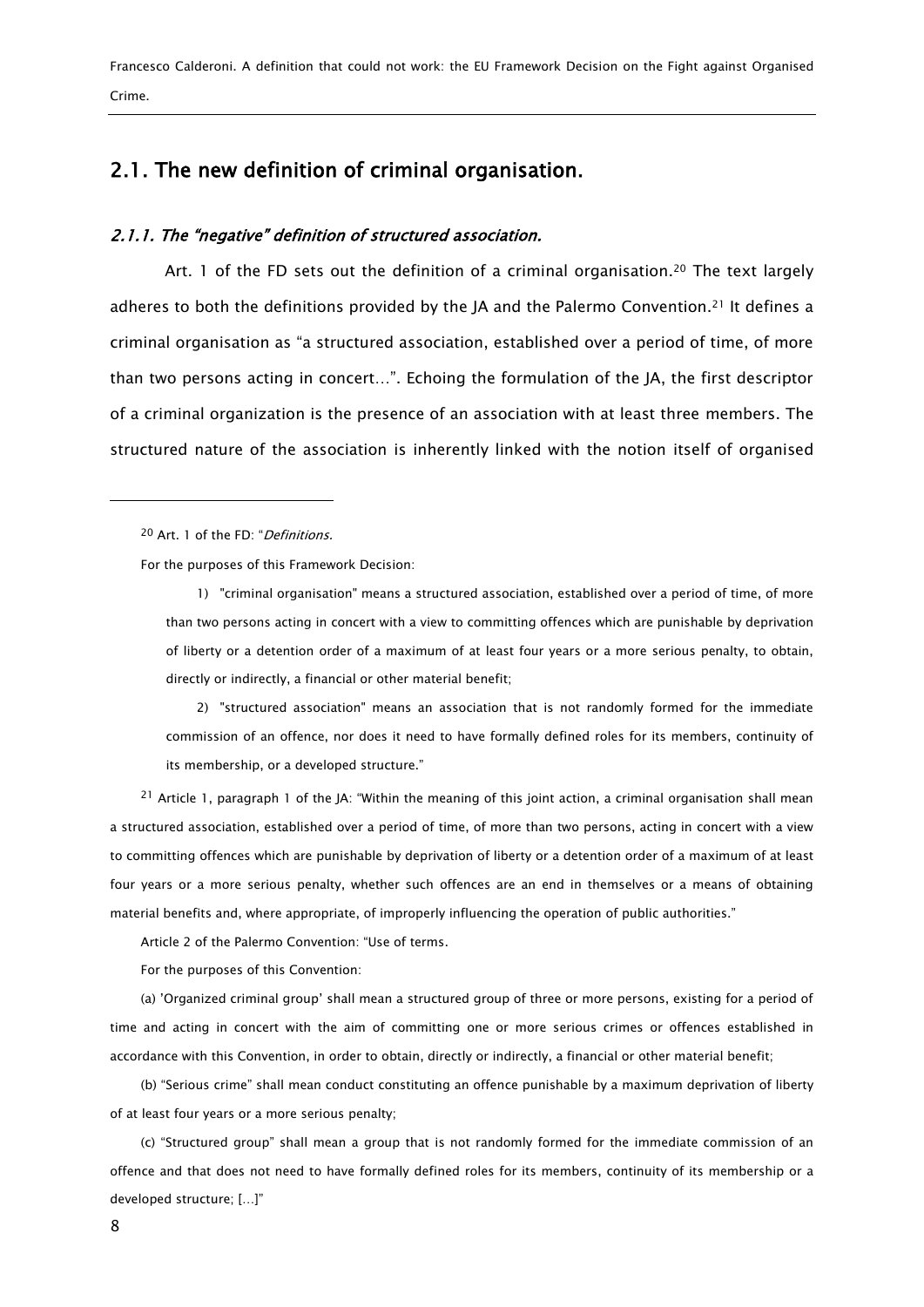## 2.1. The new definition of criminal organisation.

### *2.1.1. The "negative" definition of structured association.*

Art. 1 of the FD sets out the definition of a criminal organisation.[20] The text largely adheres to both the definitions provided by the JA and the Palermo Convention.[21] It defines a criminal organisation as "a structured association, established over a period of time, of more than two persons acting in concert…". Echoing the formulation of the JA, the first descriptor of a criminal organization is the presence of an association with at least three members. The structured nature of the association is inherently linked with the notion itself of organised

---

[20] Art. 1 of the FD: "*Definitions.*

For the purposes of this Framework Decision:

1) "criminal organisation" means a structured association, established over a period of time, of more than two persons acting in concert with a view to committing offences which are punishable by deprivation of liberty or a detention order of a maximum of at least four years or a more serious penalty, to obtain, directly or indirectly, a financial or other material benefit;

2) "structured association" means an association that is not randomly formed for the immediate commission of an offence, nor does it need to have formally defined roles for its members, continuity of its membership, or a developed structure."

[21] Article 1, paragraph 1 of the JA: "Within the meaning of this joint action, a criminal organisation shall mean a structured association, established over a period of time, of more than two persons, acting in concert with a view to committing offences which are punishable by deprivation of liberty or a detention order of a maximum of at least four years or a more serious penalty, whether such offences are an end in themselves or a means of obtaining material benefits and, where appropriate, of improperly influencing the operation of public authorities."

Article 2 of the Palermo Convention: "Use of terms.

For the purposes of this Convention:

(a) 'Organized criminal group' shall mean a structured group of three or more persons, existing for a period of time and acting in concert with the aim of committing one or more serious crimes or offences established in accordance with this Convention, in order to obtain, directly or indirectly, a financial or other material benefit;

(b) "Serious crime" shall mean conduct constituting an offence punishable by a maximum deprivation of liberty of at least four years or a more serious penalty;

(c) "Structured group" shall mean a group that is not randomly formed for the immediate commission of an offence and that does not need to have formally defined roles for its members, continuity of its membership or a developed structure; […]"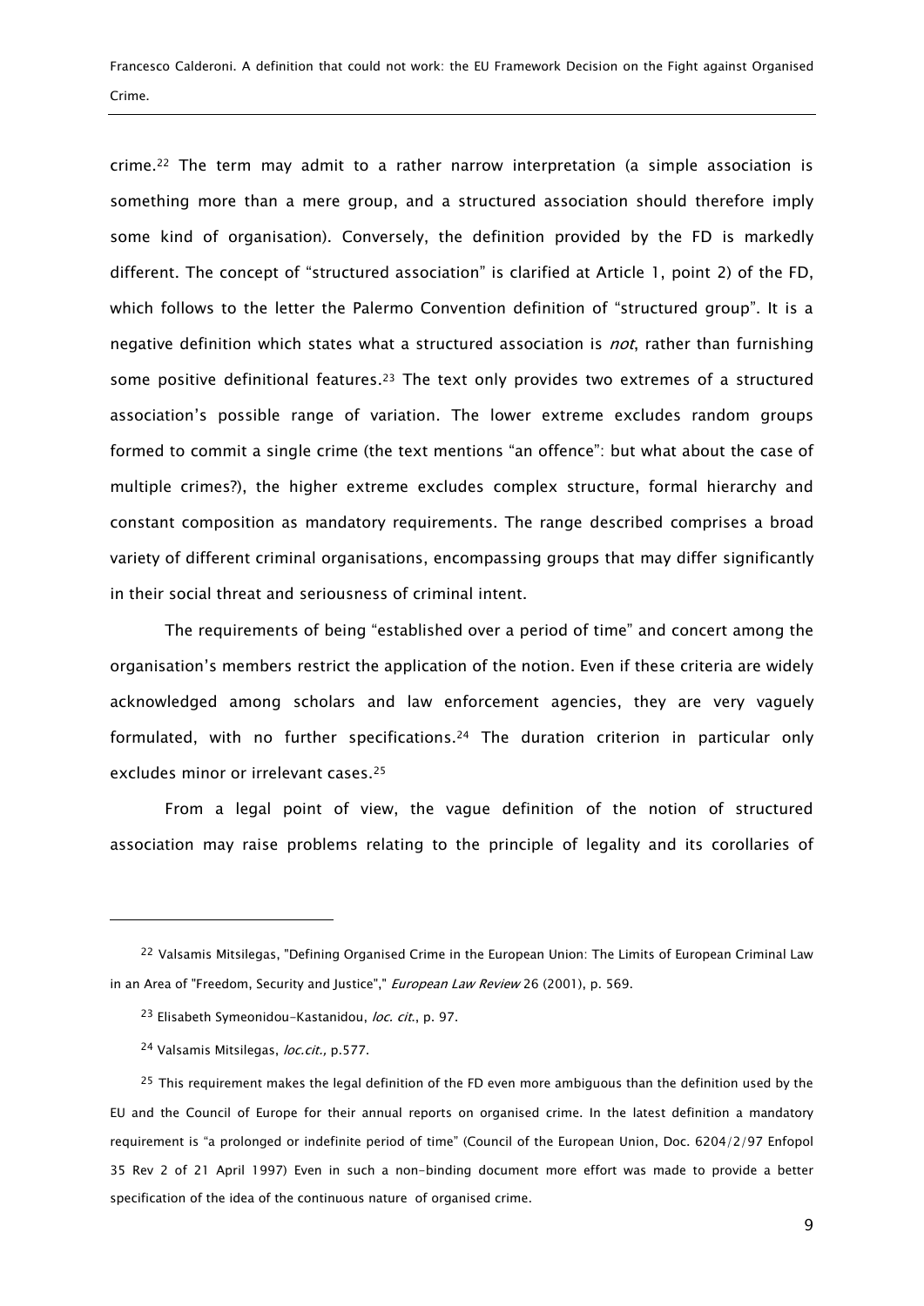crime.[22] The term may admit to a rather narrow interpretation (a simple association is something more than a mere group, and a structured association should therefore imply some kind of organisation). Conversely, the definition provided by the FD is markedly different. The concept of "structured association" is clarified at Article 1, point 2) of the FD, which follows to the letter the Palermo Convention definition of "structured group". It is a negative definition which states what a structured association is *not*, rather than furnishing some positive definitional features.[23] The text only provides two extremes of a structured association's possible range of variation. The lower extreme excludes random groups formed to commit a single crime (the text mentions "an offence": but what about the case of multiple crimes?), the higher extreme excludes complex structure, formal hierarchy and constant composition as mandatory requirements. The range described comprises a broad variety of different criminal organisations, encompassing groups that may differ significantly in their social threat and seriousness of criminal intent.

The requirements of being "established over a period of time" and concert among the organisation's members restrict the application of the notion. Even if these criteria are widely acknowledged among scholars and law enforcement agencies, they are very vaguely formulated, with no further specifications.[24] The duration criterion in particular only excludes minor or irrelevant cases.[25]

From a legal point of view, the vague definition of the notion of structured association may raise problems relating to the principle of legality and its corollaries of

---

[22] Valsamis Mitsilegas, "Defining Organised Crime in the European Union: The Limits of European Criminal Law in an Area of "Freedom, Security and Justice"," *European Law Review* 26 (2001), p. 569.

[23] Elisabeth Symeonidou-Kastanidou, *loc. cit.*, p. 97.

[24] Valsamis Mitsilegas, *loc.cit.,* p.577.

[25] This requirement makes the legal definition of the FD even more ambiguous than the definition used by the EU and the Council of Europe for their annual reports on organised crime. In the latest definition a mandatory requirement is "a prolonged or indefinite period of time" (Council of the European Union, Doc. 6204/2/97 Enfopol 35 Rev 2 of 21 April 1997) Even in such a non-binding document more effort was made to provide a better specification of the idea of the continuous nature of organised crime.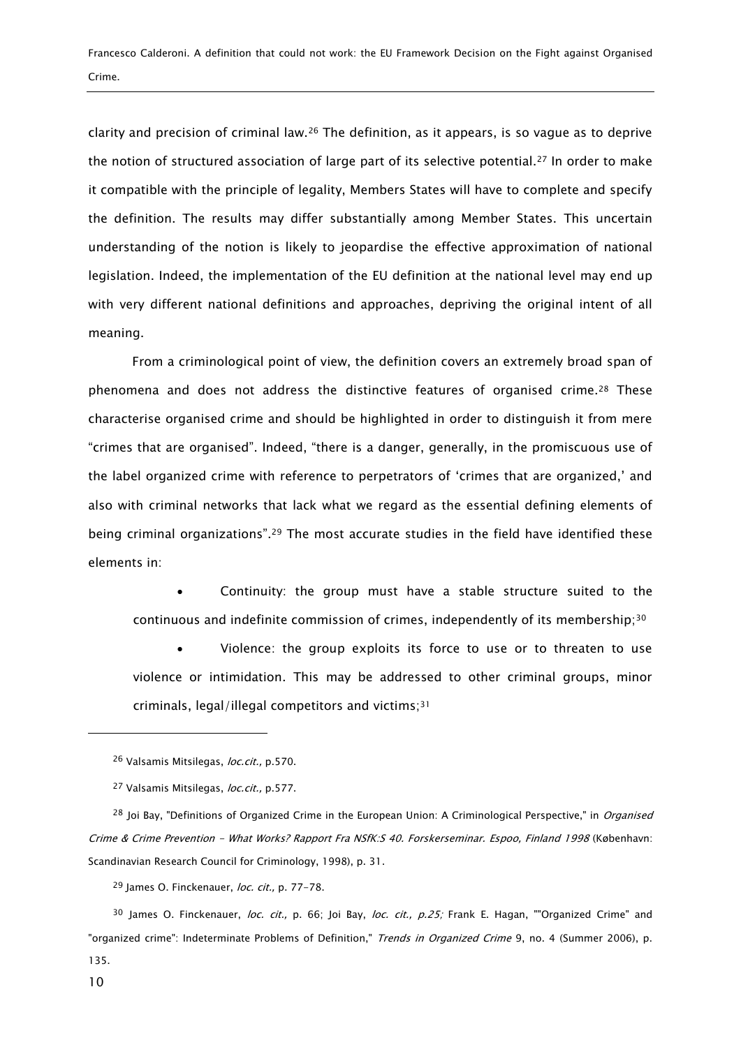clarity and precision of criminal law.[26] The definition, as it appears, is so vague as to deprive the notion of structured association of large part of its selective potential.[27] In order to make it compatible with the principle of legality, Members States will have to complete and specify the definition. The results may differ substantially among Member States. This uncertain understanding of the notion is likely to jeopardise the effective approximation of national legislation. Indeed, the implementation of the EU definition at the national level may end up with very different national definitions and approaches, depriving the original intent of all meaning.

From a criminological point of view, the definition covers an extremely broad span of phenomena and does not address the distinctive features of organised crime.[28] These characterise organised crime and should be highlighted in order to distinguish it from mere "crimes that are organised". Indeed, "there is a danger, generally, in the promiscuous use of the label organized crime with reference to perpetrators of 'crimes that are organized,' and also with criminal networks that lack what we regard as the essential defining elements of being criminal organizations".[29] The most accurate studies in the field have identified these elements in:

- Continuity: the group must have a stable structure suited to the continuous and indefinite commission of crimes, independently of its membership;[30]
- Violence: the group exploits its force to use or to threaten to use violence or intimidation. This may be addressed to other criminal groups, minor criminals, legal/illegal competitors and victims;[31]

---

[26] Valsamis Mitsilegas, *loc.cit.,* p.570.

[27] Valsamis Mitsilegas, *loc.cit.,* p.577.

[28] Joi Bay, "Definitions of Organized Crime in the European Union: A Criminological Perspective," in *Organised Crime & Crime Prevention - What Works? Rapport Fra NSfK:S 40. Forskerseminar. Espoo, Finland 1998* (København: Scandinavian Research Council for Criminology, 1998), p. 31.

[29] James O. Finckenauer, *loc. cit.,* p. 77-78.

[30] James O. Finckenauer, *loc. cit.,* p. 66; Joi Bay, *loc. cit., p.25;* Frank E. Hagan, ""Organized Crime" and "organized crime": Indeterminate Problems of Definition," *Trends in Organized Crime* 9, no. 4 (Summer 2006), p. 135.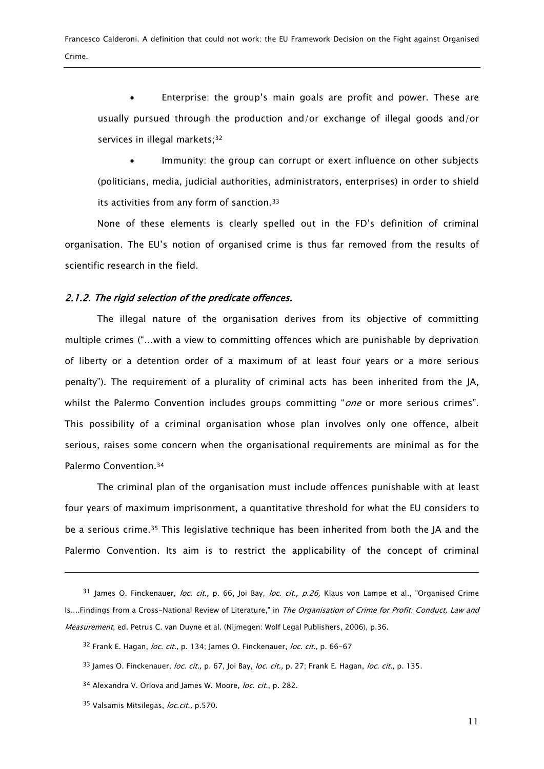- Enterprise: the group's main goals are profit and power. These are usually pursued through the production and/or exchange of illegal goods and/or services in illegal markets;[32]

- Immunity: the group can corrupt or exert influence on other subjects (politicians, media, judicial authorities, administrators, enterprises) in order to shield its activities from any form of sanction.[33]

None of these elements is clearly spelled out in the FD's definition of criminal organisation. The EU's notion of organised crime is thus far removed from the results of scientific research in the field.

#### *2.1.2. The rigid selection of the predicate offences.*

The illegal nature of the organisation derives from its objective of committing multiple crimes ("…with a view to committing offences which are punishable by deprivation of liberty or a detention order of a maximum of at least four years or a more serious penalty"). The requirement of a plurality of criminal acts has been inherited from the JA, whilst the Palermo Convention includes groups committing "*one* or more serious crimes". This possibility of a criminal organisation whose plan involves only one offence, albeit serious, raises some concern when the organisational requirements are minimal as for the Palermo Convention.[34]

The criminal plan of the organisation must include offences punishable with at least four years of maximum imprisonment, a quantitative threshold for what the EU considers to be a serious crime.[35] This legislative technique has been inherited from both the JA and the Palermo Convention. Its aim is to restrict the applicability of the concept of criminal

---

[31] James O. Finckenauer, *loc. cit.,* p. 66, Joi Bay, *loc. cit., p.26,* Klaus von Lampe et al., "Organised Crime Is....Findings from a Cross-National Review of Literature," in *The Organisation of Crime for Profit: Conduct, Law and Measurement*, ed. Petrus C. van Duyne et al. (Nijmegen: Wolf Legal Publishers, 2006), p.36.

[32] Frank E. Hagan, *loc. cit.,* p. 134; James O. Finckenauer, *loc. cit.,* p. 66-67

[33] James O. Finckenauer, *loc. cit.,* p. 67, Joi Bay, *loc. cit.,* p. 27; Frank E. Hagan, *loc. cit.,* p. 135.

[34] Alexandra V. Orlova and James W. Moore, *loc. cit.*, p. 282.

[35] Valsamis Mitsilegas, *loc.cit.,* p.570.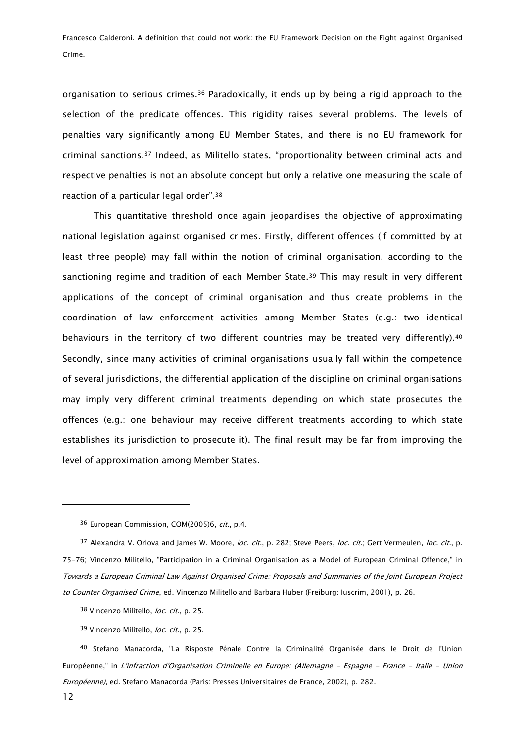organisation to serious crimes.[36] Paradoxically, it ends up by being a rigid approach to the selection of the predicate offences. This rigidity raises several problems. The levels of penalties vary significantly among EU Member States, and there is no EU framework for criminal sanctions.[37] Indeed, as Militello states, "proportionality between criminal acts and respective penalties is not an absolute concept but only a relative one measuring the scale of reaction of a particular legal order".[38]

This quantitative threshold once again jeopardises the objective of approximating national legislation against organised crimes. Firstly, different offences (if committed by at least three people) may fall within the notion of criminal organisation, according to the sanctioning regime and tradition of each Member State.[39] This may result in very different applications of the concept of criminal organisation and thus create problems in the coordination of law enforcement activities among Member States (e.g.: two identical behaviours in the territory of two different countries may be treated very differently).[40] Secondly, since many activities of criminal organisations usually fall within the competence of several jurisdictions, the differential application of the discipline on criminal organisations may imply very different criminal treatments depending on which state prosecutes the offences (e.g.: one behaviour may receive different treatments according to which state establishes its jurisdiction to prosecute it). The final result may be far from improving the level of approximation among Member States.

---

[36] European Commission, COM(2005)6, *cit.*, p.4.

[37] Alexandra V. Orlova and James W. Moore, *loc. cit.*, p. 282; Steve Peers, *loc. cit.*; Gert Vermeulen, *loc. cit.*, p. 75-76; Vincenzo Militello, "Participation in a Criminal Organisation as a Model of European Criminal Offence," in *Towards a European Criminal Law Against Organised Crime: Proposals and Summaries of the Joint European Project to Counter Organised Crime*, ed. Vincenzo Militello and Barbara Huber (Freiburg: Iuscrim, 2001), p. 26.

[38] Vincenzo Militello, *loc. cit.*, p. 25.

[39] Vincenzo Militello, *loc. cit.*, p. 25.

[40] Stefano Manacorda, "La Risposte Pénale Contre la Criminalité Organisée dans le Droit de l'Union Européenne," in *L'infraction d'Organisation Criminelle en Europe: (Allemagne - Espagne - France - Italie - Union Européenne)*, ed. Stefano Manacorda (Paris: Presses Universitaires de France, 2002), p. 282.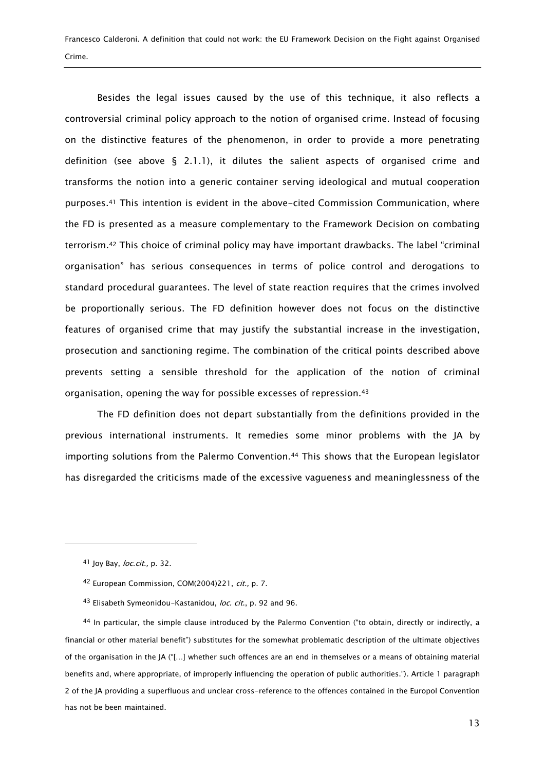Besides the legal issues caused by the use of this technique, it also reflects a controversial criminal policy approach to the notion of organised crime. Instead of focusing on the distinctive features of the phenomenon, in order to provide a more penetrating definition (see above § 2.1.1), it dilutes the salient aspects of organised crime and transforms the notion into a generic container serving ideological and mutual cooperation purposes.[41] This intention is evident in the above-cited Commission Communication, where the FD is presented as a measure complementary to the Framework Decision on combating terrorism.[42] This choice of criminal policy may have important drawbacks. The label "criminal organisation" has serious consequences in terms of police control and derogations to standard procedural guarantees. The level of state reaction requires that the crimes involved be proportionally serious. The FD definition however does not focus on the distinctive features of organised crime that may justify the substantial increase in the investigation, prosecution and sanctioning regime. The combination of the critical points described above prevents setting a sensible threshold for the application of the notion of criminal organisation, opening the way for possible excesses of repression.[43]

The FD definition does not depart substantially from the definitions provided in the previous international instruments. It remedies some minor problems with the JA by importing solutions from the Palermo Convention.[44] This shows that the European legislator has disregarded the criticisms made of the excessive vagueness and meaninglessness of the

---

[41] Joy Bay, *loc.cit.*, p. 32.

[42] European Commission, COM(2004)221, *cit.*, p. 7.

[43] Elisabeth Symeonidou-Kastanidou, *loc. cit.*, p. 92 and 96.

[44] In particular, the simple clause introduced by the Palermo Convention ("to obtain, directly or indirectly, a financial or other material benefit") substitutes for the somewhat problematic description of the ultimate objectives of the organisation in the JA ("[...] whether such offences are an end in themselves or a means of obtaining material benefits and, where appropriate, of improperly influencing the operation of public authorities."). Article 1 paragraph 2 of the JA providing a superfluous and unclear cross-reference to the offences contained in the Europol Convention has not be been maintained.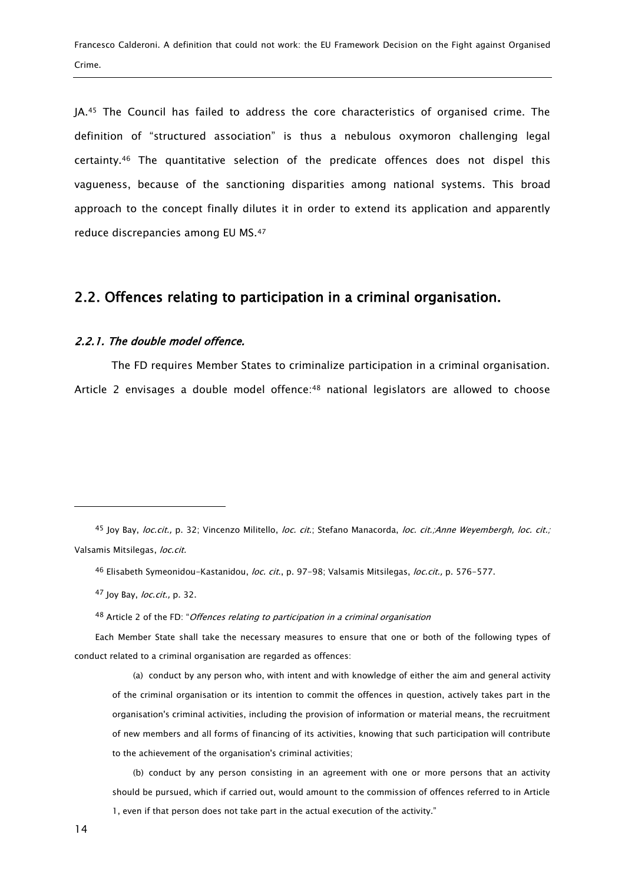JA.[45] The Council has failed to address the core characteristics of organised crime. The definition of "structured association" is thus a nebulous oxymoron challenging legal certainty.[46] The quantitative selection of the predicate offences does not dispel this vagueness, because of the sanctioning disparities among national systems. This broad approach to the concept finally dilutes it in order to extend its application and apparently reduce discrepancies among EU MS.[47]

## 2.2. Offences relating to participation in a criminal organisation.

### *2.2.1. The double model offence.*

The FD requires Member States to criminalize participation in a criminal organisation. Article 2 envisages a double model offence:[48] national legislators are allowed to choose

---

[45] Joy Bay, *loc.cit.,* p. 32; Vincenzo Militello, *loc. cit.*; Stefano Manacorda, *loc. cit.;Anne Weyembergh, loc. cit.;* Valsamis Mitsilegas, *loc.cit.*

[46] Elisabeth Symeonidou-Kastanidou, *loc. cit.*, p. 97-98; Valsamis Mitsilegas, *loc.cit.,* p. 576-577.

[47] Joy Bay, *loc.cit.,* p. 32.

[48] Article 2 of the FD: "*Offences relating to participation in a criminal organisation*

Each Member State shall take the necessary measures to ensure that one or both of the following types of conduct related to a criminal organisation are regarded as offences:

(a) conduct by any person who, with intent and with knowledge of either the aim and general activity of the criminal organisation or its intention to commit the offences in question, actively takes part in the organisation's criminal activities, including the provision of information or material means, the recruitment of new members and all forms of financing of its activities, knowing that such participation will contribute to the achievement of the organisation's criminal activities;

(b) conduct by any person consisting in an agreement with one or more persons that an activity should be pursued, which if carried out, would amount to the commission of offences referred to in Article 1, even if that person does not take part in the actual execution of the activity."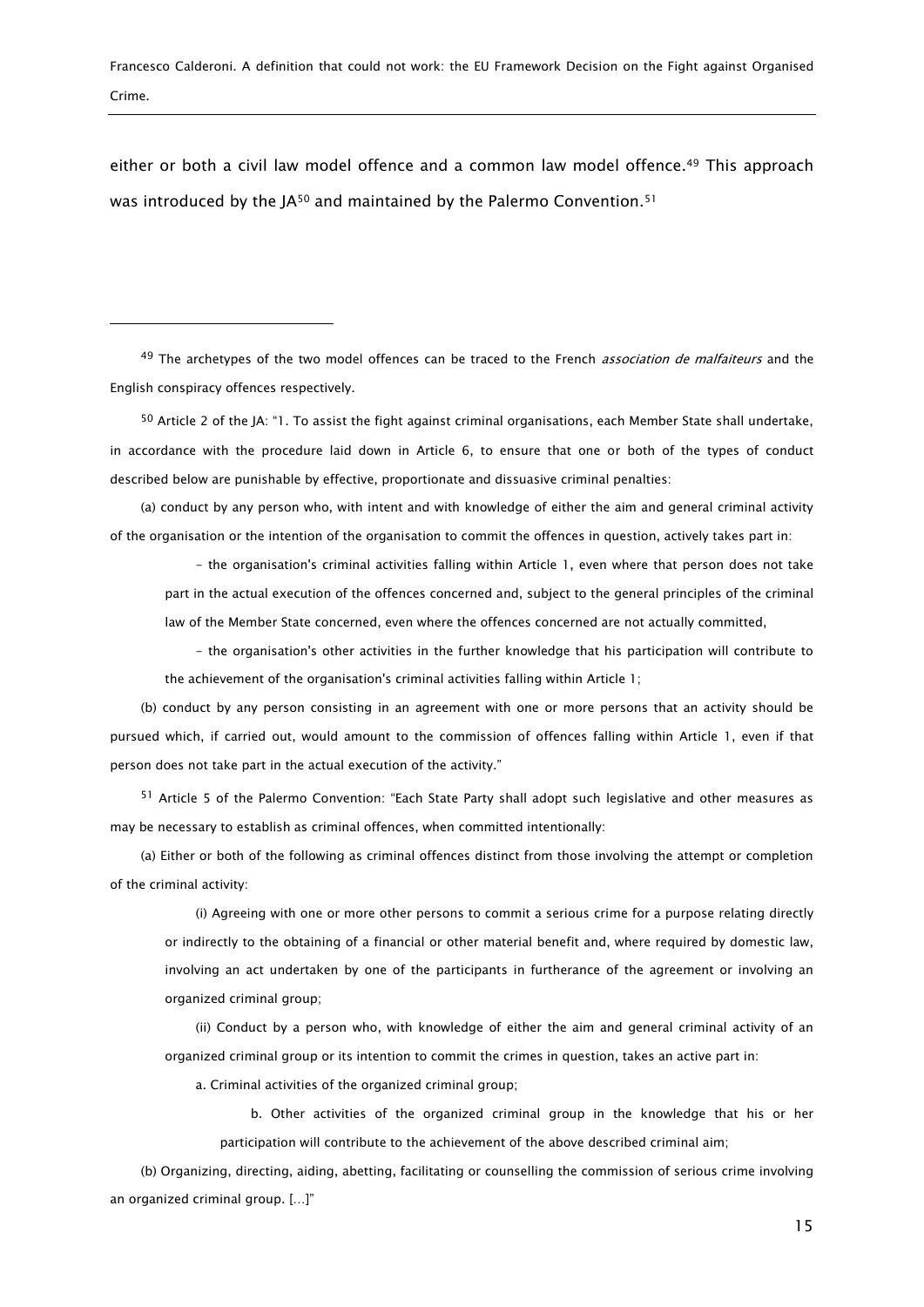either or both a civil law model offence and a common law model offence.[49] This approach was introduced by the JA[50] and maintained by the Palermo Convention.[51]

---

[49] The archetypes of the two model offences can be traced to the French *association de malfaiteurs* and the English conspiracy offences respectively.

[50] Article 2 of the JA: "1. To assist the fight against criminal organisations, each Member State shall undertake, in accordance with the procedure laid down in Article 6, to ensure that one or both of the types of conduct described below are punishable by effective, proportionate and dissuasive criminal penalties:

(a) conduct by any person who, with intent and with knowledge of either the aim and general criminal activity of the organisation or the intention of the organisation to commit the offences in question, actively takes part in:

- the organisation's criminal activities falling within Article 1, even where that person does not take part in the actual execution of the offences concerned and, subject to the general principles of the criminal law of the Member State concerned, even where the offences concerned are not actually committed,

- the organisation's other activities in the further knowledge that his participation will contribute to the achievement of the organisation's criminal activities falling within Article 1;

(b) conduct by any person consisting in an agreement with one or more persons that an activity should be pursued which, if carried out, would amount to the commission of offences falling within Article 1, even if that person does not take part in the actual execution of the activity."

[51] Article 5 of the Palermo Convention: "Each State Party shall adopt such legislative and other measures as may be necessary to establish as criminal offences, when committed intentionally:

(a) Either or both of the following as criminal offences distinct from those involving the attempt or completion of the criminal activity:

(i) Agreeing with one or more other persons to commit a serious crime for a purpose relating directly or indirectly to the obtaining of a financial or other material benefit and, where required by domestic law, involving an act undertaken by one of the participants in furtherance of the agreement or involving an organized criminal group;

(ii) Conduct by a person who, with knowledge of either the aim and general criminal activity of an organized criminal group or its intention to commit the crimes in question, takes an active part in:

a. Criminal activities of the organized criminal group;

b. Other activities of the organized criminal group in the knowledge that his or her participation will contribute to the achievement of the above described criminal aim;

(b) Organizing, directing, aiding, abetting, facilitating or counselling the commission of serious crime involving an organized criminal group. [...]"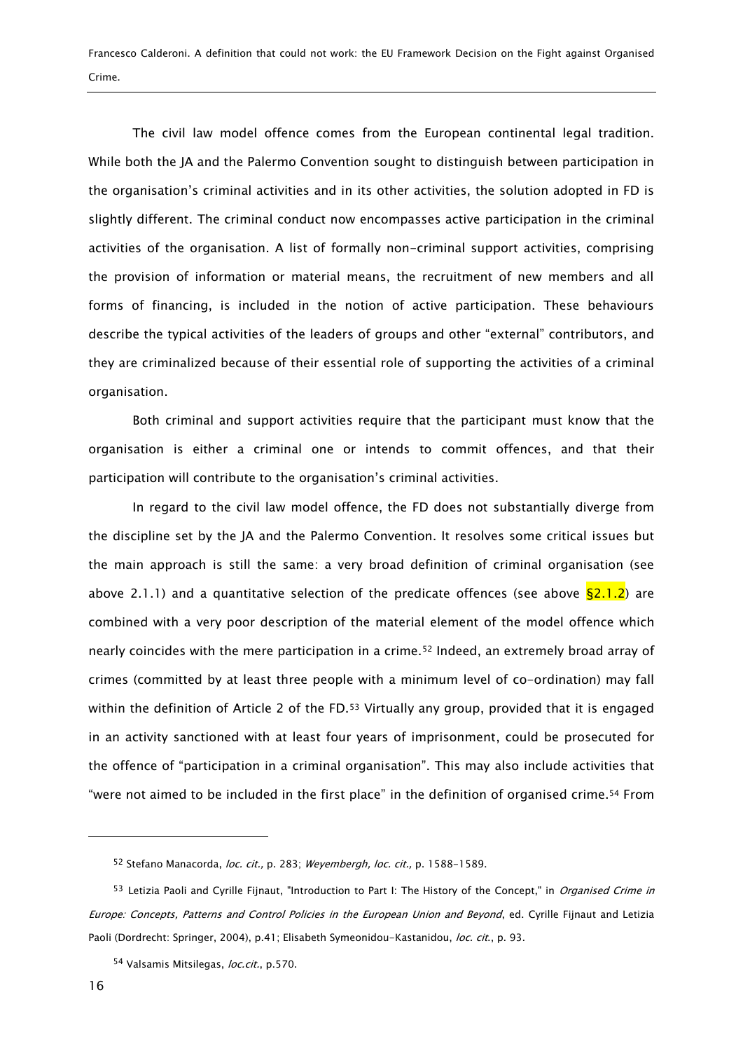The civil law model offence comes from the European continental legal tradition. While both the JA and the Palermo Convention sought to distinguish between participation in the organisation's criminal activities and in its other activities, the solution adopted in FD is slightly different. The criminal conduct now encompasses active participation in the criminal activities of the organisation. A list of formally non-criminal support activities, comprising the provision of information or material means, the recruitment of new members and all forms of financing, is included in the notion of active participation. These behaviours describe the typical activities of the leaders of groups and other "external" contributors, and they are criminalized because of their essential role of supporting the activities of a criminal organisation.

Both criminal and support activities require that the participant must know that the organisation is either a criminal one or intends to commit offences, and that their participation will contribute to the organisation's criminal activities.

In regard to the civil law model offence, the FD does not substantially diverge from the discipline set by the JA and the Palermo Convention. It resolves some critical issues but the main approach is still the same: a very broad definition of criminal organisation (see above 2.1.1) and a quantitative selection of the predicate offences (see above §2.1.2) are combined with a very poor description of the material element of the model offence which nearly coincides with the mere participation in a crime.[52] Indeed, an extremely broad array of crimes (committed by at least three people with a minimum level of co-ordination) may fall within the definition of Article 2 of the FD.[53] Virtually any group, provided that it is engaged in an activity sanctioned with at least four years of imprisonment, could be prosecuted for the offence of "participation in a criminal organisation". This may also include activities that "were not aimed to be included in the first place" in the definition of organised crime.[54] From

---

[52] Stefano Manacorda, *loc. cit.*, p. 283; *Weyembergh, loc. cit.*, p. 1588-1589.

[53] Letizia Paoli and Cyrille Fijnaut, "Introduction to Part I: The History of the Concept," in *Organised Crime in Europe: Concepts, Patterns and Control Policies in the European Union and Beyond*, ed. Cyrille Fijnaut and Letizia Paoli (Dordrecht: Springer, 2004), p.41; Elisabeth Symeonidou-Kastanidou, *loc. cit.*, p. 93.

[54] Valsamis Mitsilegas, *loc.cit.*, p.570.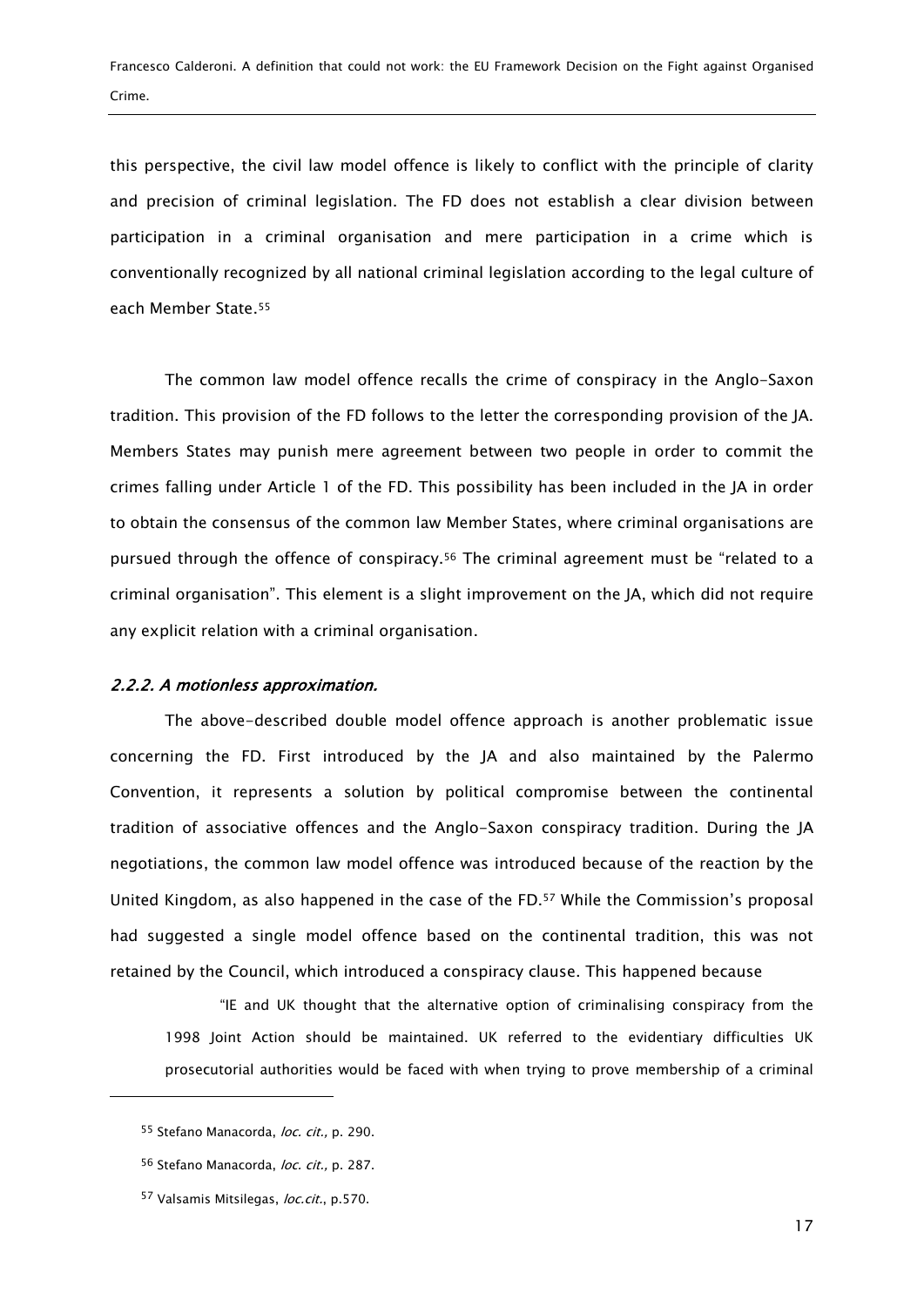this perspective, the civil law model offence is likely to conflict with the principle of clarity and precision of criminal legislation. The FD does not establish a clear division between participation in a criminal organisation and mere participation in a crime which is conventionally recognized by all national criminal legislation according to the legal culture of each Member State.[55]

The common law model offence recalls the crime of conspiracy in the Anglo-Saxon tradition. This provision of the FD follows to the letter the corresponding provision of the JA. Members States may punish mere agreement between two people in order to commit the crimes falling under Article 1 of the FD. This possibility has been included in the JA in order to obtain the consensus of the common law Member States, where criminal organisations are pursued through the offence of conspiracy.[56] The criminal agreement must be "related to a criminal organisation". This element is a slight improvement on the JA, which did not require any explicit relation with a criminal organisation.

#### *2.2.2. A motionless approximation.*

The above-described double model offence approach is another problematic issue concerning the FD. First introduced by the JA and also maintained by the Palermo Convention, it represents a solution by political compromise between the continental tradition of associative offences and the Anglo-Saxon conspiracy tradition. During the JA negotiations, the common law model offence was introduced because of the reaction by the United Kingdom, as also happened in the case of the FD.[57] While the Commission's proposal had suggested a single model offence based on the continental tradition, this was not retained by the Council, which introduced a conspiracy clause. This happened because

> "IE and UK thought that the alternative option of criminalising conspiracy from the 1998 Joint Action should be maintained. UK referred to the evidentiary difficulties UK prosecutorial authorities would be faced with when trying to prove membership of a criminal

---

[55] Stefano Manacorda, *loc. cit.,* p. 290.

[56] Stefano Manacorda, *loc. cit.,* p. 287.

[57] Valsamis Mitsilegas, *loc.cit.*, p.570.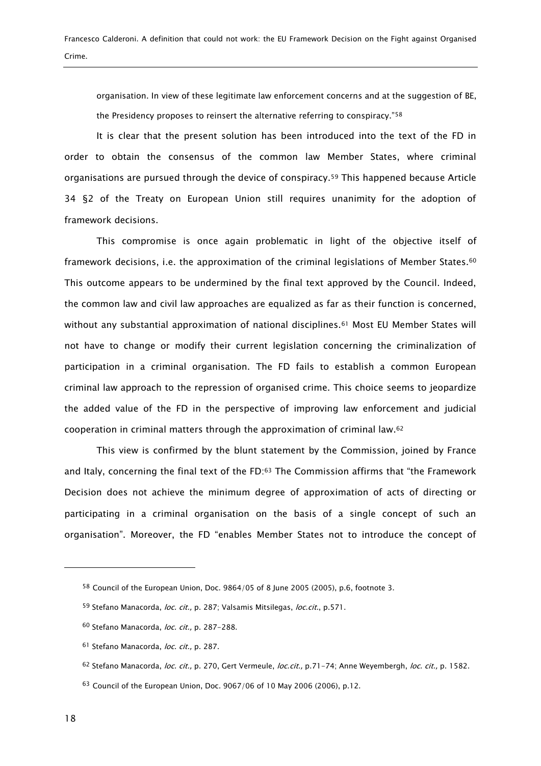organisation. In view of these legitimate law enforcement concerns and at the suggestion of BE, the Presidency proposes to reinsert the alternative referring to conspiracy."[58]

It is clear that the present solution has been introduced into the text of the FD in order to obtain the consensus of the common law Member States, where criminal organisations are pursued through the device of conspiracy.[59] This happened because Article 34 §2 of the Treaty on European Union still requires unanimity for the adoption of framework decisions.

This compromise is once again problematic in light of the objective itself of framework decisions, i.e. the approximation of the criminal legislations of Member States.[60] This outcome appears to be undermined by the final text approved by the Council. Indeed, the common law and civil law approaches are equalized as far as their function is concerned, without any substantial approximation of national disciplines.[61] Most EU Member States will not have to change or modify their current legislation concerning the criminalization of participation in a criminal organisation. The FD fails to establish a common European criminal law approach to the repression of organised crime. This choice seems to jeopardize the added value of the FD in the perspective of improving law enforcement and judicial cooperation in criminal matters through the approximation of criminal law.[62]

This view is confirmed by the blunt statement by the Commission, joined by France and Italy, concerning the final text of the FD:[63] The Commission affirms that "the Framework Decision does not achieve the minimum degree of approximation of acts of directing or participating in a criminal organisation on the basis of a single concept of such an organisation". Moreover, the FD "enables Member States not to introduce the concept of

---

[58] Council of the European Union, Doc. 9864/05 of 8 June 2005 (2005), p.6, footnote 3.

[59] Stefano Manacorda, *loc. cit.,* p. 287; Valsamis Mitsilegas, *loc.cit.*, p.571.

[60] Stefano Manacorda, *loc. cit.,* p. 287-288.

[61] Stefano Manacorda, *loc. cit.,* p. 287.

[62] Stefano Manacorda, *loc. cit.,* p. 270, Gert Vermeule, *loc.cit.,* p.71-74; Anne Weyembergh, *loc. cit.,* p. 1582.

[63] Council of the European Union, Doc. 9067/06 of 10 May 2006 (2006), p.12.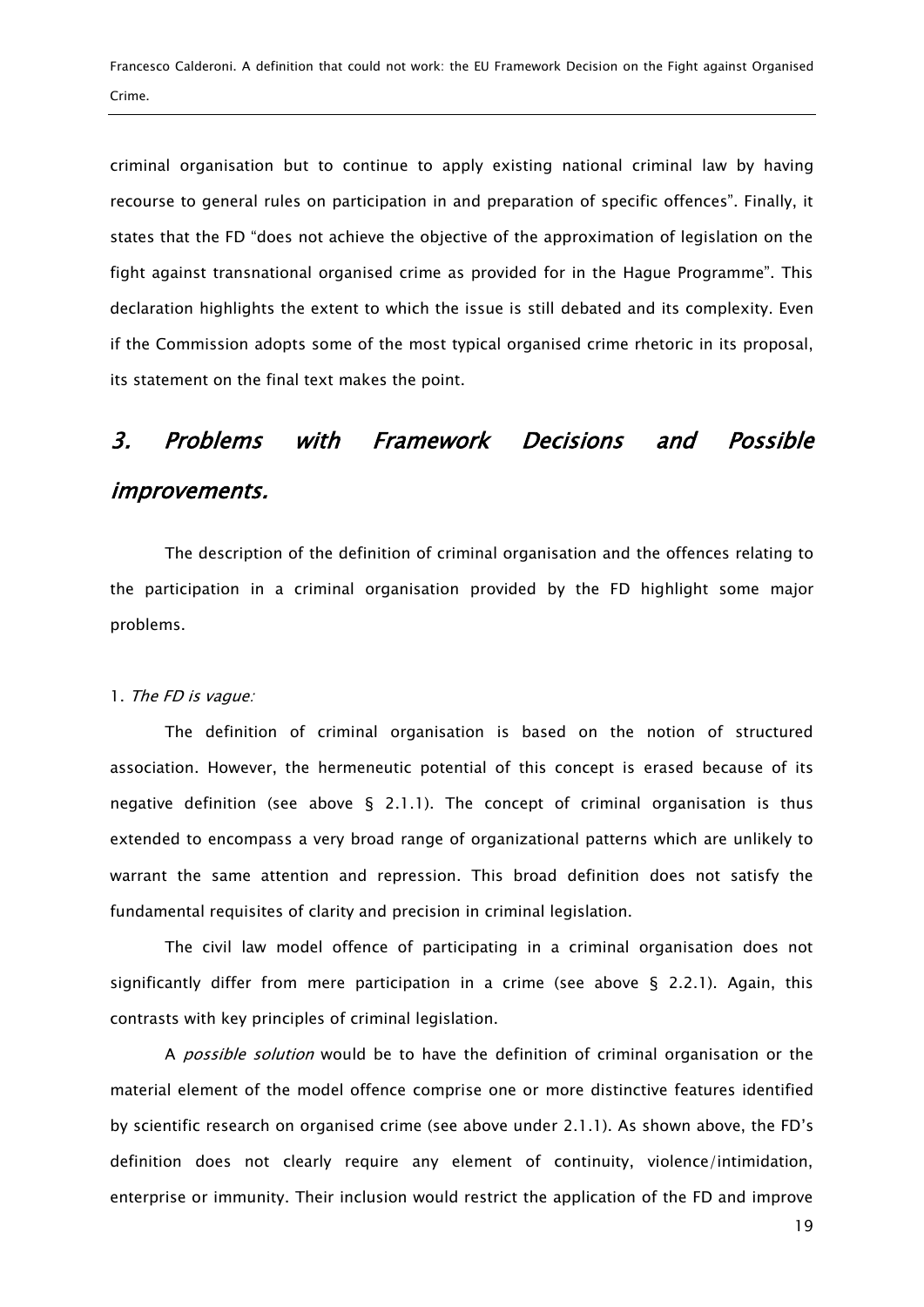criminal organisation but to continue to apply existing national criminal law by having recourse to general rules on participation in and preparation of specific offences". Finally, it states that the FD "does not achieve the objective of the approximation of legislation on the fight against transnational organised crime as provided for in the Hague Programme". This declaration highlights the extent to which the issue is still debated and its complexity. Even if the Commission adopts some of the most typical organised crime rhetoric in its proposal, its statement on the final text makes the point.

## *3. Problems with Framework Decisions and Possible improvements.*

The description of the definition of criminal organisation and the offences relating to the participation in a criminal organisation provided by the FD highlight some major problems.

1. *The FD is vague:*

The definition of criminal organisation is based on the notion of structured association. However, the hermeneutic potential of this concept is erased because of its negative definition (see above § 2.1.1). The concept of criminal organisation is thus extended to encompass a very broad range of organizational patterns which are unlikely to warrant the same attention and repression. This broad definition does not satisfy the fundamental requisites of clarity and precision in criminal legislation.

The civil law model offence of participating in a criminal organisation does not significantly differ from mere participation in a crime (see above § 2.2.1). Again, this contrasts with key principles of criminal legislation.

A *possible solution* would be to have the definition of criminal organisation or the material element of the model offence comprise one or more distinctive features identified by scientific research on organised crime (see above under 2.1.1). As shown above, the FD's definition does not clearly require any element of continuity, violence/intimidation, enterprise or immunity. Their inclusion would restrict the application of the FD and improve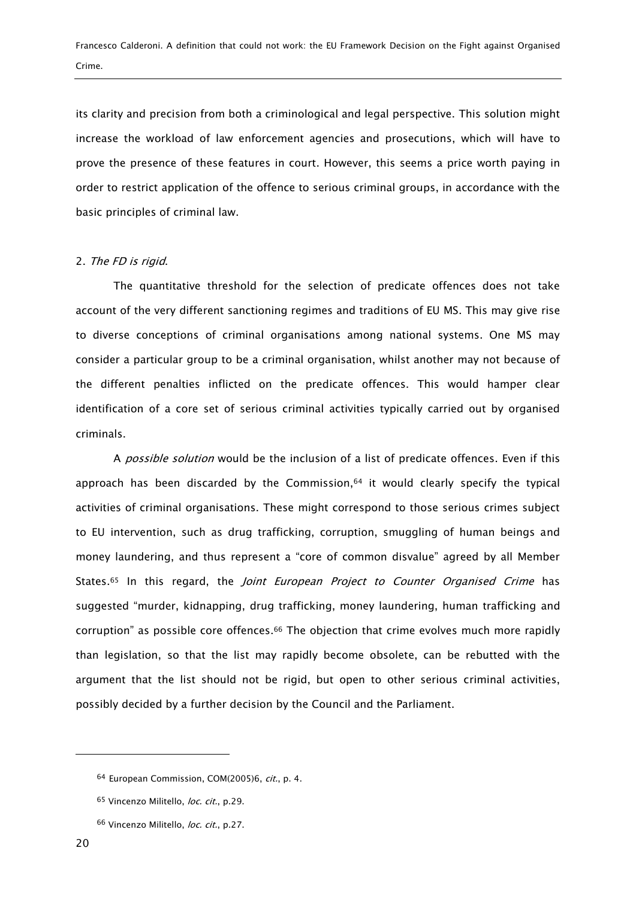its clarity and precision from both a criminological and legal perspective. This solution might increase the workload of law enforcement agencies and prosecutions, which will have to prove the presence of these features in court. However, this seems a price worth paying in order to restrict application of the offence to serious criminal groups, in accordance with the basic principles of criminal law.

2. *The FD is rigid*.

The quantitative threshold for the selection of predicate offences does not take account of the very different sanctioning regimes and traditions of EU MS. This may give rise to diverse conceptions of criminal organisations among national systems. One MS may consider a particular group to be a criminal organisation, whilst another may not because of the different penalties inflicted on the predicate offences. This would hamper clear identification of a core set of serious criminal activities typically carried out by organised criminals.

A *possible solution* would be the inclusion of a list of predicate offences. Even if this approach has been discarded by the Commission,[64] it would clearly specify the typical activities of criminal organisations. These might correspond to those serious crimes subject to EU intervention, such as drug trafficking, corruption, smuggling of human beings and money laundering, and thus represent a "core of common disvalue" agreed by all Member States.[65] In this regard, the *Joint European Project to Counter Organised Crime* has suggested "murder, kidnapping, drug trafficking, money laundering, human trafficking and corruption" as possible core offences.[66] The objection that crime evolves much more rapidly than legislation, so that the list may rapidly become obsolete, can be rebutted with the argument that the list should not be rigid, but open to other serious criminal activities, possibly decided by a further decision by the Council and the Parliament.

---

[64] European Commission, COM(2005)6, *cit.*, p. 4.

[65] Vincenzo Militello, *loc. cit.*, p.29.

[66] Vincenzo Militello, *loc. cit.*, p.27.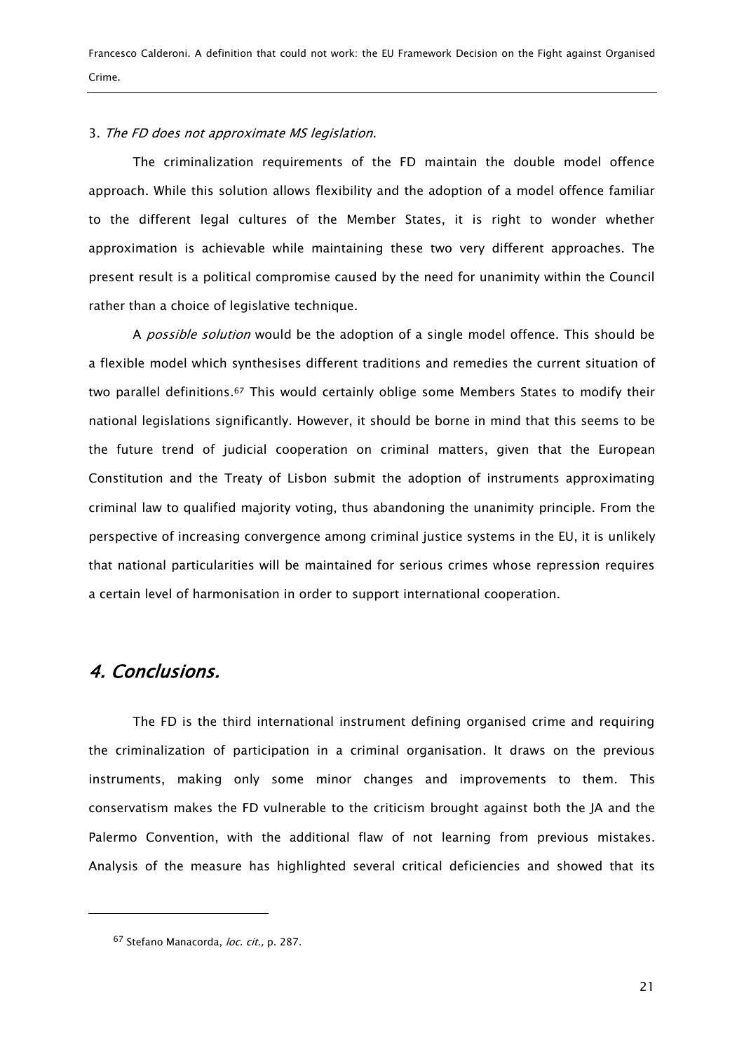3. *The FD does not approximate MS legislation*.

The criminalization requirements of the FD maintain the double model offence approach. While this solution allows flexibility and the adoption of a model offence familiar to the different legal cultures of the Member States, it is right to wonder whether approximation is achievable while maintaining these two very different approaches. The present result is a political compromise caused by the need for unanimity within the Council rather than a choice of legislative technique.

A *possible solution* would be the adoption of a single model offence. This should be a flexible model which synthesises different traditions and remedies the current situation of two parallel definitions.[67] This would certainly oblige some Members States to modify their national legislations significantly. However, it should be borne in mind that this seems to be the future trend of judicial cooperation on criminal matters, given that the European Constitution and the Treaty of Lisbon submit the adoption of instruments approximating criminal law to qualified majority voting, thus abandoning the unanimity principle. From the perspective of increasing convergence among criminal justice systems in the EU, it is unlikely that national particularities will be maintained for serious crimes whose repression requires a certain level of harmonisation in order to support international cooperation.

## *4. Conclusions.*

The FD is the third international instrument defining organised crime and requiring the criminalization of participation in a criminal organisation. It draws on the previous instruments, making only some minor changes and improvements to them. This conservatism makes the FD vulnerable to the criticism brought against both the JA and the Palermo Convention, with the additional flaw of not learning from previous mistakes. Analysis of the measure has highlighted several critical deficiencies and showed that its

---

[67] Stefano Manacorda, *loc. cit.*, p. 287.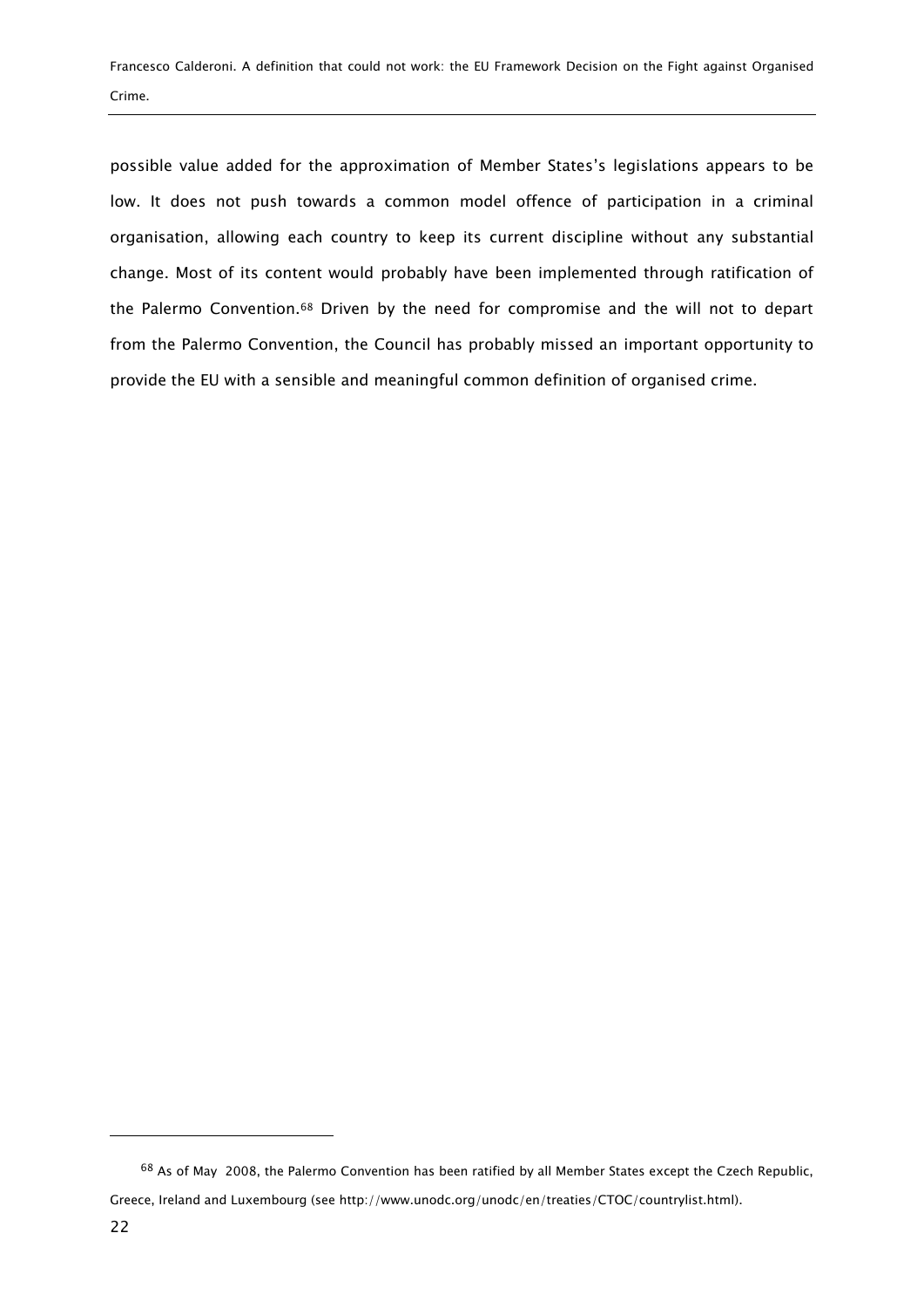possible value added for the approximation of Member States's legislations appears to be low. It does not push towards a common model offence of participation in a criminal organisation, allowing each country to keep its current discipline without any substantial change. Most of its content would probably have been implemented through ratification of the Palermo Convention.[68] Driven by the need for compromise and the will not to depart from the Palermo Convention, the Council has probably missed an important opportunity to provide the EU with a sensible and meaningful common definition of organised crime.

---

[68] As of May 2008, the Palermo Convention has been ratified by all Member States except the Czech Republic, Greece, Ireland and Luxembourg (see http://www.unodc.org/unodc/en/treaties/CTOC/countrylist.html).